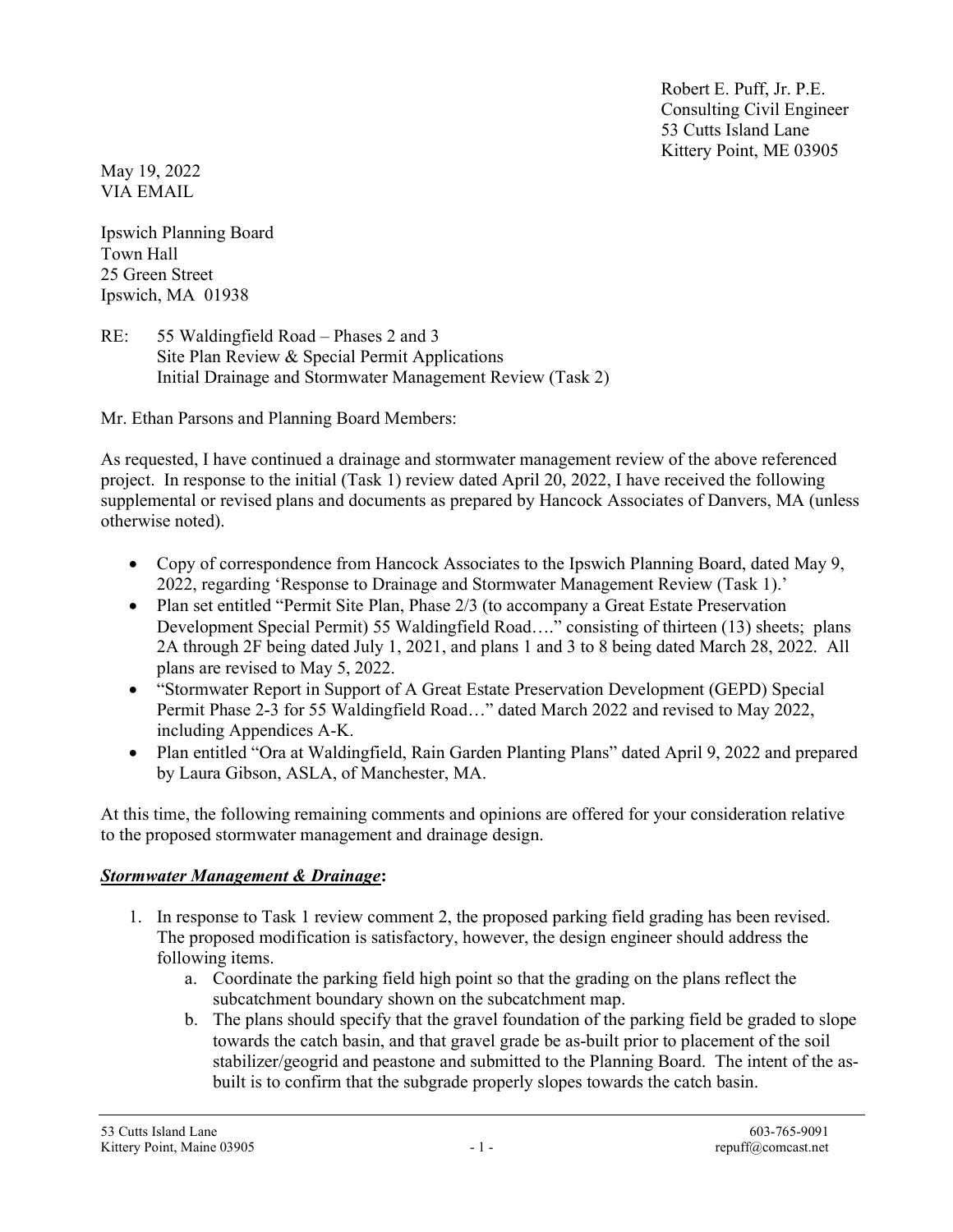Robert E. Puff, Jr. P.E.
Consulting Civil Engineer
53 Cutts Island Lane
Kittery Point, ME 03905

May 19, 2022
VIA EMAIL

Ipswich Planning Board
Town Hall
25 Green Street
Ipswich, MA 01938

RE: 55 Waldingfield Road – Phases 2 and 3
Site Plan Review & Special Permit Applications
Initial Drainage and Stormwater Management Review (Task 2)

Mr. Ethan Parsons and Planning Board Members:

As requested, I have continued a drainage and stormwater management review of the above referenced project. In response to the initial (Task 1) review dated April 20, 2022, I have received the following supplemental or revised plans and documents as prepared by Hancock Associates of Danvers, MA (unless otherwise noted).

- Copy of correspondence from Hancock Associates to the Ipswich Planning Board, dated May 9, 2022, regarding 'Response to Drainage and Stormwater Management Review (Task 1).'
- Plan set entitled "Permit Site Plan, Phase 2/3 (to accompany a Great Estate Preservation Development Special Permit) 55 Waldingfield Road…." consisting of thirteen (13) sheets; plans 2A through 2F being dated July 1, 2021, and plans 1 and 3 to 8 being dated March 28, 2022. All plans are revised to May 5, 2022.
- "Stormwater Report in Support of A Great Estate Preservation Development (GEPD) Special Permit Phase 2-3 for 55 Waldingfield Road…" dated March 2022 and revised to May 2022, including Appendices A-K.
- Plan entitled "Ora at Waldingfield, Rain Garden Planting Plans" dated April 9, 2022 and prepared by Laura Gibson, ASLA, of Manchester, MA.

At this time, the following remaining comments and opinions are offered for your consideration relative to the proposed stormwater management and drainage design.

***Stormwater Management & Drainage*:**

1. In response to Task 1 review comment 2, the proposed parking field grading has been revised. The proposed modification is satisfactory, however, the design engineer should address the following items.
    a. Coordinate the parking field high point so that the grading on the plans reflect the subcatchment boundary shown on the subcatchment map.
    b. The plans should specify that the gravel foundation of the parking field be graded to slope towards the catch basin, and that gravel grade be as-built prior to placement of the soil stabilizer/geogrid and peastone and submitted to the Planning Board. The intent of the as-built is to confirm that the subgrade properly slopes towards the catch basin.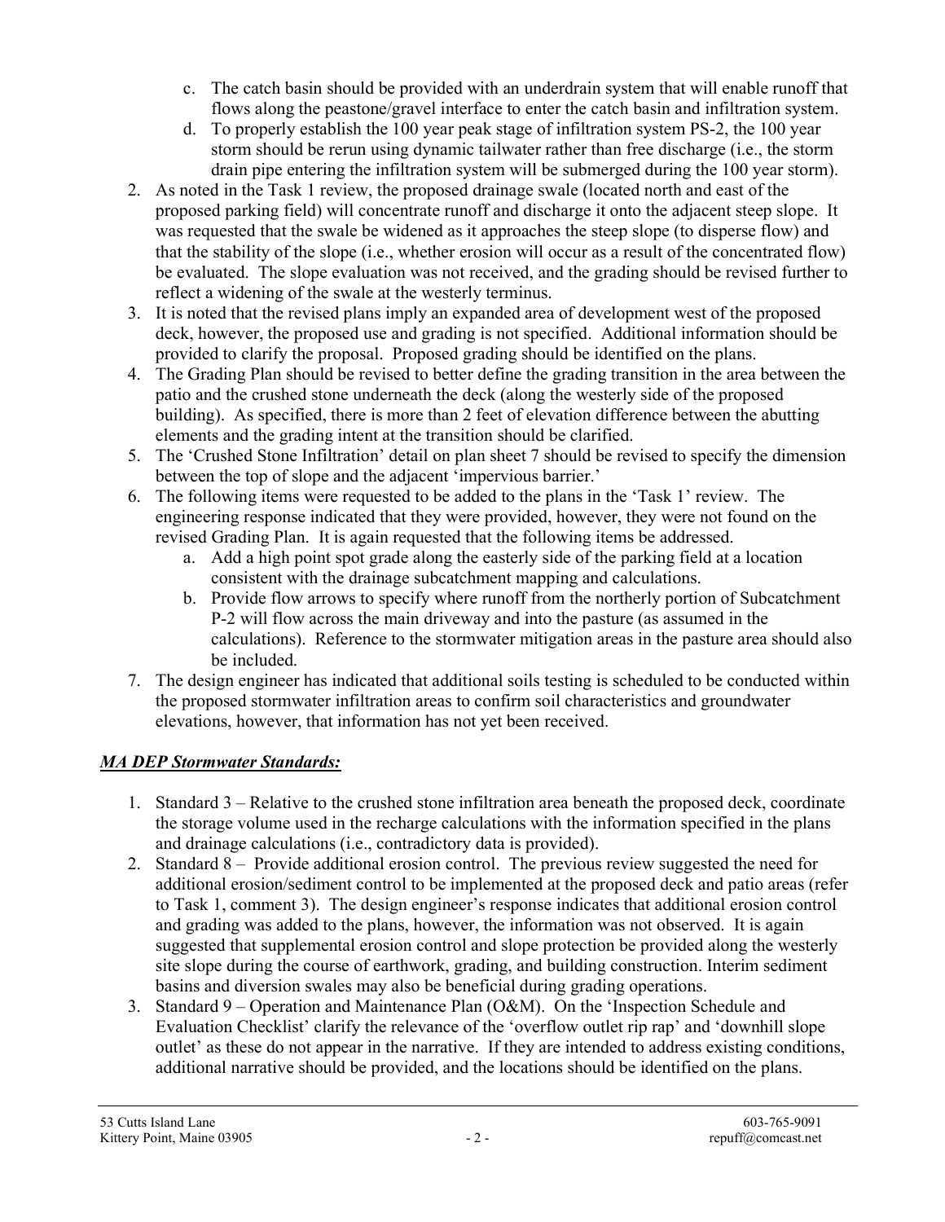c. The catch basin should be provided with an underdrain system that will enable runoff that flows along the peastone/gravel interface to enter the catch basin and infiltration system.
   d. To properly establish the 100 year peak stage of infiltration system PS-2, the 100 year storm should be rerun using dynamic tailwater rather than free discharge (i.e., the storm drain pipe entering the infiltration system will be submerged during the 100 year storm).
2. As noted in the Task 1 review, the proposed drainage swale (located north and east of the proposed parking field) will concentrate runoff and discharge it onto the adjacent steep slope. It was requested that the swale be widened as it approaches the steep slope (to disperse flow) and that the stability of the slope (i.e., whether erosion will occur as a result of the concentrated flow) be evaluated. The slope evaluation was not received, and the grading should be revised further to reflect a widening of the swale at the westerly terminus.
3. It is noted that the revised plans imply an expanded area of development west of the proposed deck, however, the proposed use and grading is not specified. Additional information should be provided to clarify the proposal. Proposed grading should be identified on the plans.
4. The Grading Plan should be revised to better define the grading transition in the area between the patio and the crushed stone underneath the deck (along the westerly side of the proposed building). As specified, there is more than 2 feet of elevation difference between the abutting elements and the grading intent at the transition should be clarified.
5. The 'Crushed Stone Infiltration' detail on plan sheet 7 should be revised to specify the dimension between the top of slope and the adjacent 'impervious barrier.'
6. The following items were requested to be added to the plans in the 'Task 1' review. The engineering response indicated that they were provided, however, they were not found on the revised Grading Plan. It is again requested that the following items be addressed.
   a. Add a high point spot grade along the easterly side of the parking field at a location consistent with the drainage subcatchment mapping and calculations.
   b. Provide flow arrows to specify where runoff from the northerly portion of Subcatchment P-2 will flow across the main driveway and into the pasture (as assumed in the calculations). Reference to the stormwater mitigation areas in the pasture area should also be included.
7. The design engineer has indicated that additional soils testing is scheduled to be conducted within the proposed stormwater infiltration areas to confirm soil characteristics and groundwater elevations, however, that information has not yet been received.

***MA DEP Stormwater Standards:***

1. Standard 3 – Relative to the crushed stone infiltration area beneath the proposed deck, coordinate the storage volume used in the recharge calculations with the information specified in the plans and drainage calculations (i.e., contradictory data is provided).
2. Standard 8 – Provide additional erosion control. The previous review suggested the need for additional erosion/sediment control to be implemented at the proposed deck and patio areas (refer to Task 1, comment 3). The design engineer's response indicates that additional erosion control and grading was added to the plans, however, the information was not observed. It is again suggested that supplemental erosion control and slope protection be provided along the westerly site slope during the course of earthwork, grading, and building construction. Interim sediment basins and diversion swales may also be beneficial during grading operations.
3. Standard 9 – Operation and Maintenance Plan (O&M). On the 'Inspection Schedule and Evaluation Checklist' clarify the relevance of the 'overflow outlet rip rap' and 'downhill slope outlet' as these do not appear in the narrative. If they are intended to address existing conditions, additional narrative should be provided, and the locations should be identified on the plans.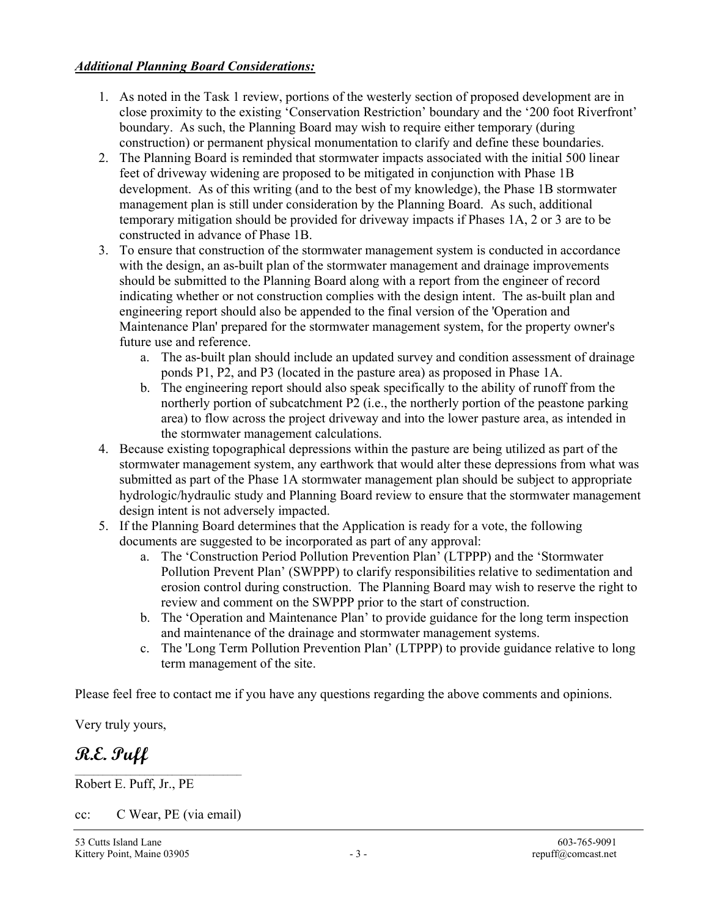***Additional Planning Board Considerations:***

1. As noted in the Task 1 review, portions of the westerly section of proposed development are in close proximity to the existing 'Conservation Restriction' boundary and the '200 foot Riverfront' boundary. As such, the Planning Board may wish to require either temporary (during construction) or permanent physical monumentation to clarify and define these boundaries.
2. The Planning Board is reminded that stormwater impacts associated with the initial 500 linear feet of driveway widening are proposed to be mitigated in conjunction with Phase 1B development. As of this writing (and to the best of my knowledge), the Phase 1B stormwater management plan is still under consideration by the Planning Board. As such, additional temporary mitigation should be provided for driveway impacts if Phases 1A, 2 or 3 are to be constructed in advance of Phase 1B.
3. To ensure that construction of the stormwater management system is conducted in accordance with the design, an as-built plan of the stormwater management and drainage improvements should be submitted to the Planning Board along with a report from the engineer of record indicating whether or not construction complies with the design intent. The as-built plan and engineering report should also be appended to the final version of the 'Operation and Maintenance Plan' prepared for the stormwater management system, for the property owner's future use and reference.
   a. The as-built plan should include an updated survey and condition assessment of drainage ponds P1, P2, and P3 (located in the pasture area) as proposed in Phase 1A.
   b. The engineering report should also speak specifically to the ability of runoff from the northerly portion of subcatchment P2 (i.e., the northerly portion of the peastone parking area) to flow across the project driveway and into the lower pasture area, as intended in the stormwater management calculations.
4. Because existing topographical depressions within the pasture are being utilized as part of the stormwater management system, any earthwork that would alter these depressions from what was submitted as part of the Phase 1A stormwater management plan should be subject to appropriate hydrologic/hydraulic study and Planning Board review to ensure that the stormwater management design intent is not adversely impacted.
5. If the Planning Board determines that the Application is ready for a vote, the following documents are suggested to be incorporated as part of any approval:
   a. The 'Construction Period Pollution Prevention Plan' (LTPPP) and the 'Stormwater Pollution Prevent Plan' (SWPPP) to clarify responsibilities relative to sedimentation and erosion control during construction. The Planning Board may wish to reserve the right to review and comment on the SWPPP prior to the start of construction.
   b. The 'Operation and Maintenance Plan' to provide guidance for the long term inspection and maintenance of the drainage and stormwater management systems.
   c. The 'Long Term Pollution Prevention Plan' (LTPPP) to provide guidance relative to long term management of the site.

Please feel free to contact me if you have any questions regarding the above comments and opinions.

Very truly yours,

*R.E. Puff*

Robert E. Puff, Jr., PE

cc: C Wear, PE (via email)

53 Cutts Island Lane
Kittery Point, Maine 03905

603-765-9091
repuff@comcast.net